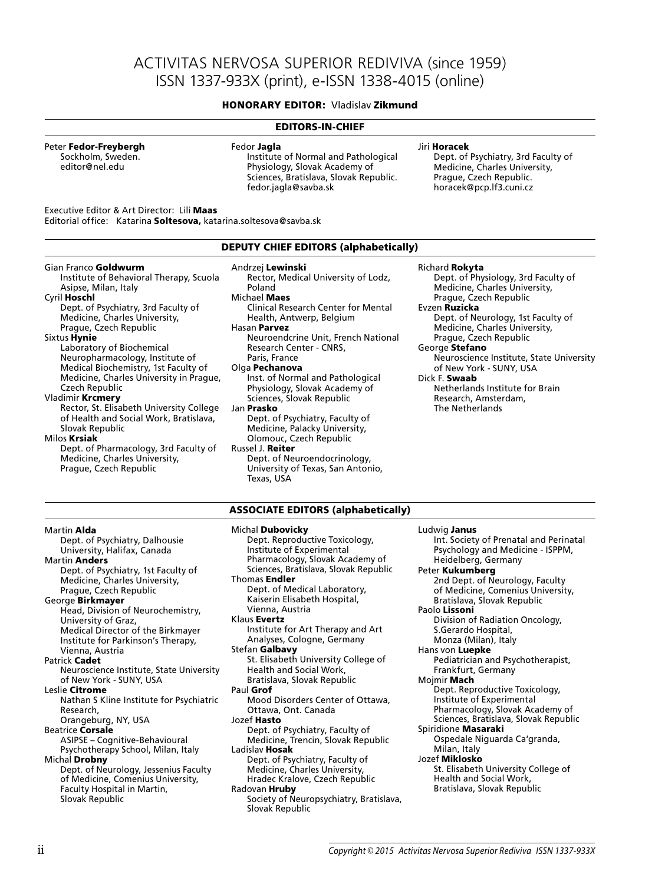# ACTIVITAS NERVOSA SUPERIOR REDIVIVA (since 1959)
# ISSN 1337-933X (print), e-ISSN 1338-4015 (online)

**HONORARY EDITOR:** Vladislav **Zikmund**

## EDITORS-IN-CHIEF

Peter **Fedor-Freybergh**
Sockholm, Sweden.
editor@nel.edu

Fedor **Jagla**
Institute of Normal and Pathological Physiology, Slovak Academy of Sciences, Bratislava, Slovak Republic.
fedor.jagla@savba.sk

Jiri **Horacek**
Dept. of Psychiatry, 3rd Faculty of Medicine, Charles University, Prague, Czech Republic.
horacek@pcp.lf3.cuni.cz

Executive Editor & Art Director: Lili **Maas**
Editorial office: Katarina **Soltesova,** katarina.soltesova@savba.sk

## DEPUTY CHIEF EDITORS (alphabetically)

Gian Franco **Goldwurm**
Institute of Behavioral Therapy, Scuola Asipse, Milan, Italy

Cyril **Hoschl**
Dept. of Psychiatry, 3rd Faculty of Medicine, Charles University, Prague, Czech Republic

Sixtus **Hynie**
Laboratory of Biochemical Neuropharmacology, Institute of Medical Biochemistry, 1st Faculty of Medicine, Charles University in Prague, Czech Republic

Vladimir **Krcmery**
Rector, St. Elisabeth University College of Health and Social Work, Bratislava, Slovak Republic

Milos **Krsiak**
Dept. of Pharmacology, 3rd Faculty of Medicine, Charles University, Prague, Czech Republic

Andrzej **Lewinski**
Rector, Medical University of Lodz, Poland

Michael **Maes**
Clinical Research Center for Mental Health, Antwerp, Belgium

Hasan **Parvez**
Neuroendcrine Unit, French National Research Center - CNRS, Paris, France

Olga **Pechanova**
Inst. of Normal and Pathological Physiology, Slovak Academy of Sciences, Slovak Republic

Jan **Prasko**
Dept. of Psychiatry, Faculty of Medicine, Palacky University, Olomouc, Czech Republic

Russel J. **Reiter**
Dept. of Neuroendocrinology, University of Texas, San Antonio, Texas, USA

Richard **Rokyta**
Dept. of Physiology, 3rd Faculty of Medicine, Charles University, Prague, Czech Republic

Evzen **Ruzicka**
Dept. of Neurology, 1st Faculty of Medicine, Charles University, Prague, Czech Republic

George **Stefano**
Neuroscience Institute, State University of New York - SUNY, USA

Dick F. **Swaab**
Netherlands Institute for Brain Research, Amsterdam, The Netherlands

## ASSOCIATE EDITORS (alphabetically)

Martin **Alda**
Dept. of Psychiatry, Dalhousie University, Halifax, Canada

Martin **Anders**
Dept. of Psychiatry, 1st Faculty of Medicine, Charles University, Prague, Czech Republic

George **Birkmayer**
Head, Division of Neurochemistry, University of Graz, Medical Director of the Birkmayer Institute for Parkinson's Therapy, Vienna, Austria

Patrick **Cadet**
Neuroscience Institute, State University of New York - SUNY, USA

Leslie **Citrome**
Nathan S Kline Institute for Psychiatric Research, Orangeburg, NY, USA

Beatrice **Corsale**
ASIPSE – Cognitive-Behavioural Psychotherapy School, Milan, Italy

Michal **Drobny**
Dept. of Neurology, Jessenius Faculty of Medicine, Comenius University, Faculty Hospital in Martin, Slovak Republic

Michal **Dubovicky**
Dept. Reproductive Toxicology, Institute of Experimental Pharmacology, Slovak Academy of Sciences, Bratislava, Slovak Republic

Thomas **Endler**
Dept. of Medical Laboratory, Kaiserin Elisabeth Hospital, Vienna, Austria

Klaus **Evertz**
Institute for Art Therapy and Art Analyses, Cologne, Germany

Stefan **Galbavy**
St. Elisabeth University College of Health and Social Work, Bratislava, Slovak Republic

Paul **Grof**
Mood Disorders Center of Ottawa, Ottawa, Ont. Canada

Jozef **Hasto**
Dept. of Psychiatry, Faculty of Medicine, Trencin, Slovak Republic

Ladislav **Hosak**
Dept. of Psychiatry, Faculty of Medicine, Charles University, Hradec Kralove, Czech Republic

Radovan **Hruby**
Society of Neuropsychiatry, Bratislava, Slovak Republic

Ludwig **Janus**
Int. Society of Prenatal and Perinatal Psychology and Medicine - ISPPM, Heidelberg, Germany

Peter **Kukumberg**
2nd Dept. of Neurology, Faculty of Medicine, Comenius University, Bratislava, Slovak Republic

Paolo **Lissoni**
Division of Radiation Oncology, S.Gerardo Hospital, Monza (Milan), Italy

Hans von **Luepke**
Pediatrician and Psychotherapist, Frankfurt, Germany

Mojmir **Mach**
Dept. Reproductive Toxicology, Institute of Experimental Pharmacology, Slovak Academy of Sciences, Bratislava, Slovak Republic

Spiridione **Masaraki**
Ospedale Niguarda Ca'granda, Milan, Italy

Jozef **Miklosko**
St. Elisabeth University College of Health and Social Work, Bratislava, Slovak Republic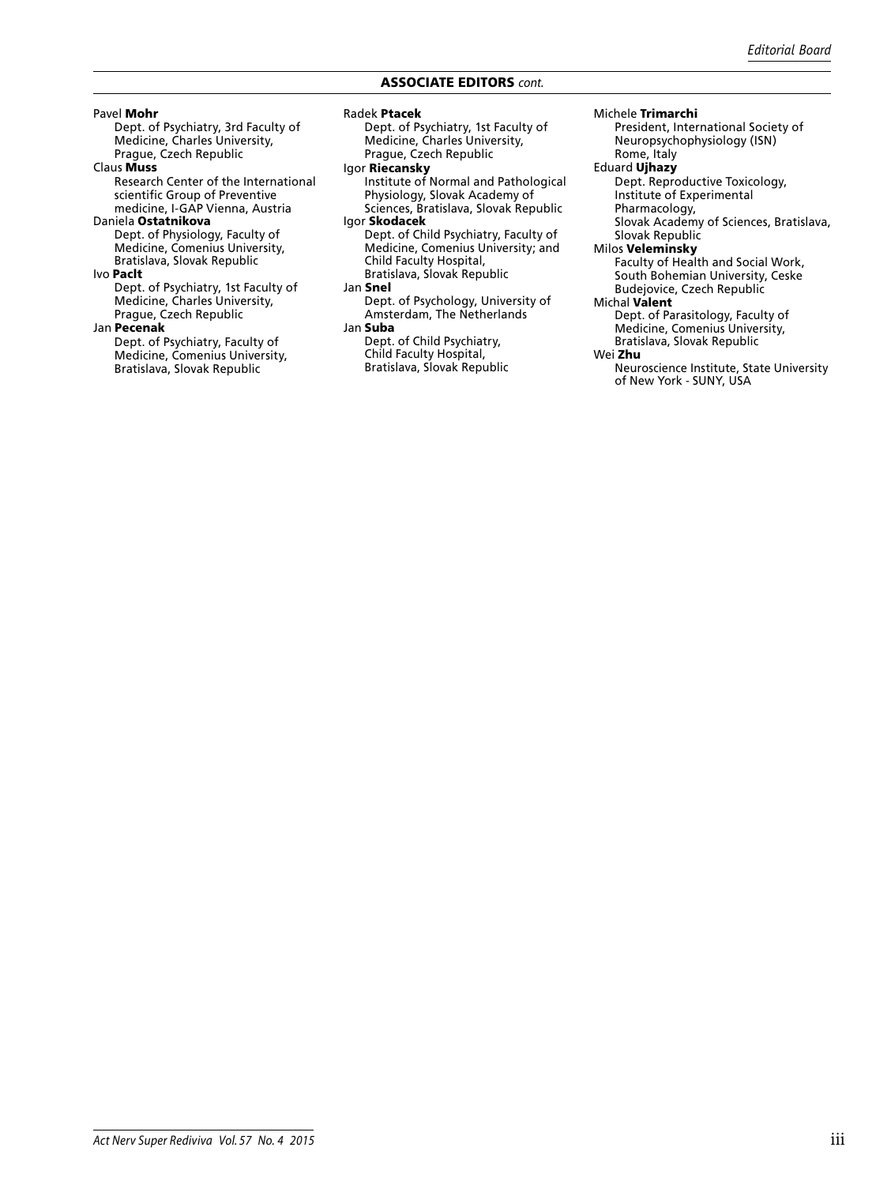## ASSOCIATE EDITORS *cont.*

Pavel **Mohr**
Dept. of Psychiatry, 3rd Faculty of Medicine, Charles University, Prague, Czech Republic

Claus **Muss**
Research Center of the International scientific Group of Preventive medicine, I-GAP Vienna, Austria

Daniela **Ostatnikova**
Dept. of Physiology, Faculty of Medicine, Comenius University, Bratislava, Slovak Republic

Ivo **Paclt**
Dept. of Psychiatry, 1st Faculty of Medicine, Charles University, Prague, Czech Republic

Jan **Pecenak**
Dept. of Psychiatry, Faculty of Medicine, Comenius University, Bratislava, Slovak Republic

Radek **Ptacek**
Dept. of Psychiatry, 1st Faculty of Medicine, Charles University, Prague, Czech Republic

Igor **Riecansky**
Institute of Normal and Pathological Physiology, Slovak Academy of Sciences, Bratislava, Slovak Republic

Igor **Skodacek**
Dept. of Child Psychiatry, Faculty of Medicine, Comenius University; and Child Faculty Hospital, Bratislava, Slovak Republic

Jan **Snel**
Dept. of Psychology, University of Amsterdam, The Netherlands

Jan **Suba**
Dept. of Child Psychiatry, Child Faculty Hospital, Bratislava, Slovak Republic

Michele **Trimarchi**
President, International Society of Neuropsychophysiology (ISN) Rome, Italy

Eduard **Ujhazy**
Dept. Reproductive Toxicology, Institute of Experimental Pharmacology, Slovak Academy of Sciences, Bratislava, Slovak Republic

Milos **Veleminsky**
Faculty of Health and Social Work, South Bohemian University, Ceske Budejovice, Czech Republic

Michal **Valent**
Dept. of Parasitology, Faculty of Medicine, Comenius University, Bratislava, Slovak Republic

Wei **Zhu**
Neuroscience Institute, State University of New York - SUNY, USA